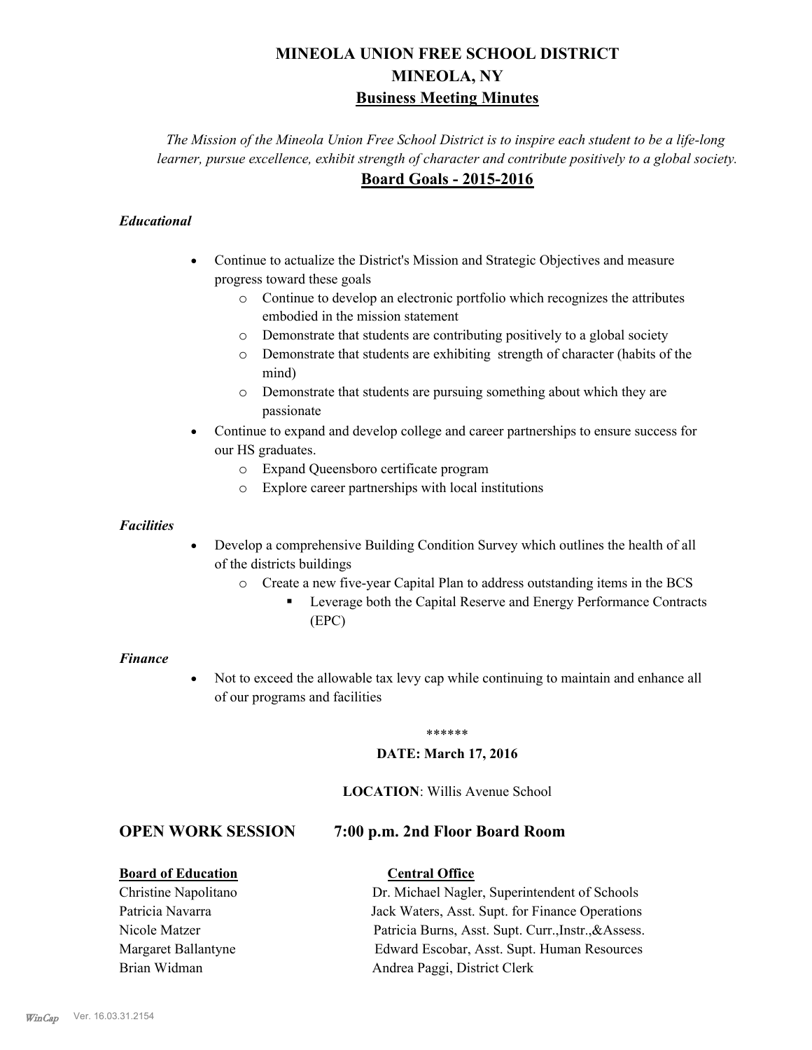# MINEOLA UNION FREE SCHOOL DISTRICT
# MINEOLA, NY
## Business Meeting Minutes

*The Mission of the Mineola Union Free School District is to inspire each student to be a life-long learner, pursue excellence, exhibit strength of character and contribute positively to a global society.*

## Board Goals - 2015-2016

### *Educational*

- Continue to actualize the District's Mission and Strategic Objectives and measure progress toward these goals
  - Continue to develop an electronic portfolio which recognizes the attributes embodied in the mission statement
  - Demonstrate that students are contributing positively to a global society
  - Demonstrate that students are exhibiting strength of character (habits of the mind)
  - Demonstrate that students are pursuing something about which they are passionate
- Continue to expand and develop college and career partnerships to ensure success for our HS graduates.
  - Expand Queensboro certificate program
  - Explore career partnerships with local institutions

### *Facilities*

- Develop a comprehensive Building Condition Survey which outlines the health of all of the districts buildings
  - Create a new five-year Capital Plan to address outstanding items in the BCS
    - Leverage both the Capital Reserve and Energy Performance Contracts (EPC)

### *Finance*

- Not to exceed the allowable tax levy cap while continuing to maintain and enhance all of our programs and facilities

******

**DATE: March 17, 2016**

**LOCATION**: Willis Avenue School

## OPEN WORK SESSION 7:00 p.m. 2nd Floor Board Room

| **Board of Education** | **Central Office** |
|---|---|
| Christine Napolitano | Dr. Michael Nagler, Superintendent of Schools |
| Patricia Navarra | Jack Waters, Asst. Supt. for Finance Operations |
| Nicole Matzer | Patricia Burns, Asst. Supt. Curr.,Instr.,&Assess. |
| Margaret Ballantyne | Edward Escobar, Asst. Supt. Human Resources |
| Brian Widman | Andrea Paggi, District Clerk |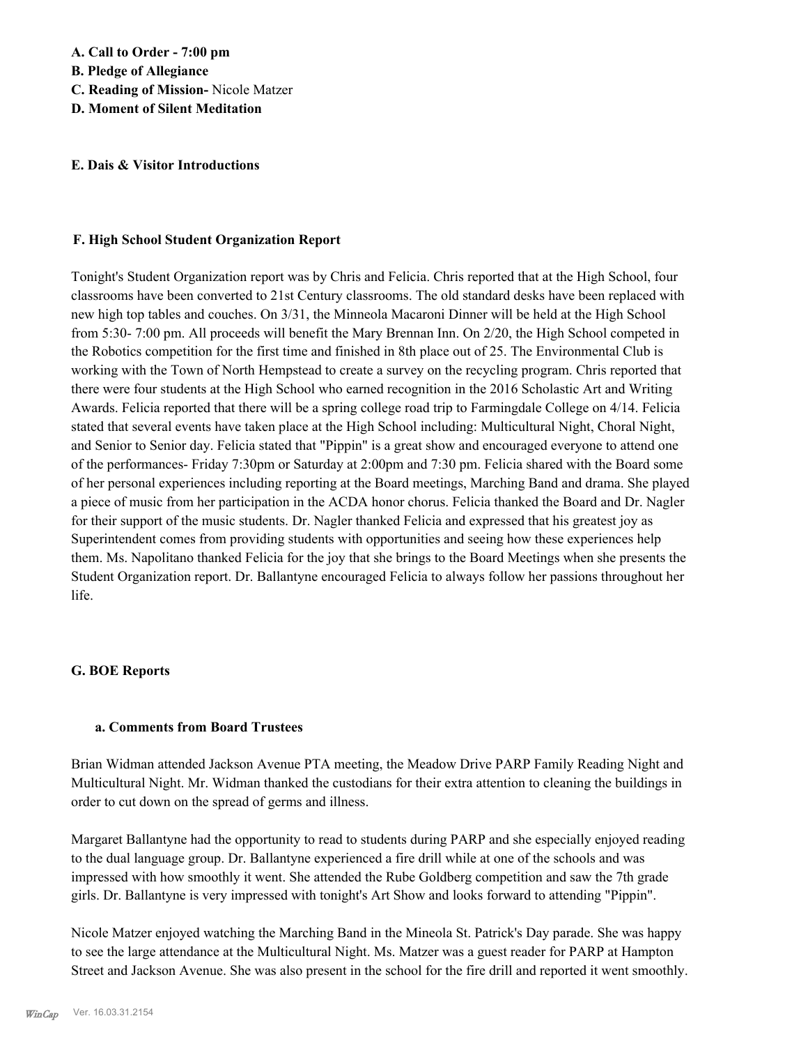**A. Call to Order - 7:00 pm**
**B. Pledge of Allegiance**
**C. Reading of Mission-** Nicole Matzer
**D. Moment of Silent Meditation**

**E. Dais & Visitor Introductions**

**F. High School Student Organization Report**

Tonight's Student Organization report was by Chris and Felicia. Chris reported that at the High School, four classrooms have been converted to 21st Century classrooms. The old standard desks have been replaced with new high top tables and couches. On 3/31, the Minneola Macaroni Dinner will be held at the High School from 5:30- 7:00 pm. All proceeds will benefit the Mary Brennan Inn. On 2/20, the High School competed in the Robotics competition for the first time and finished in 8th place out of 25. The Environmental Club is working with the Town of North Hempstead to create a survey on the recycling program. Chris reported that there were four students at the High School who earned recognition in the 2016 Scholastic Art and Writing Awards. Felicia reported that there will be a spring college road trip to Farmingdale College on 4/14. Felicia stated that several events have taken place at the High School including: Multicultural Night, Choral Night, and Senior to Senior day. Felicia stated that "Pippin" is a great show and encouraged everyone to attend one of the performances- Friday 7:30pm or Saturday at 2:00pm and 7:30 pm. Felicia shared with the Board some of her personal experiences including reporting at the Board meetings, Marching Band and drama. She played a piece of music from her participation in the ACDA honor chorus. Felicia thanked the Board and Dr. Nagler for their support of the music students. Dr. Nagler thanked Felicia and expressed that his greatest joy as Superintendent comes from providing students with opportunities and seeing how these experiences help them. Ms. Napolitano thanked Felicia for the joy that she brings to the Board Meetings when she presents the Student Organization report. Dr. Ballantyne encouraged Felicia to always follow her passions throughout her life.

**G. BOE Reports**

**a. Comments from Board Trustees**

Brian Widman attended Jackson Avenue PTA meeting, the Meadow Drive PARP Family Reading Night and Multicultural Night. Mr. Widman thanked the custodians for their extra attention to cleaning the buildings in order to cut down on the spread of germs and illness.

Margaret Ballantyne had the opportunity to read to students during PARP and she especially enjoyed reading to the dual language group. Dr. Ballantyne experienced a fire drill while at one of the schools and was impressed with how smoothly it went. She attended the Rube Goldberg competition and saw the 7th grade girls. Dr. Ballantyne is very impressed with tonight's Art Show and looks forward to attending "Pippin".

Nicole Matzer enjoyed watching the Marching Band in the Mineola St. Patrick's Day parade. She was happy to see the large attendance at the Multicultural Night. Ms. Matzer was a guest reader for PARP at Hampton Street and Jackson Avenue. She was also present in the school for the fire drill and reported it went smoothly.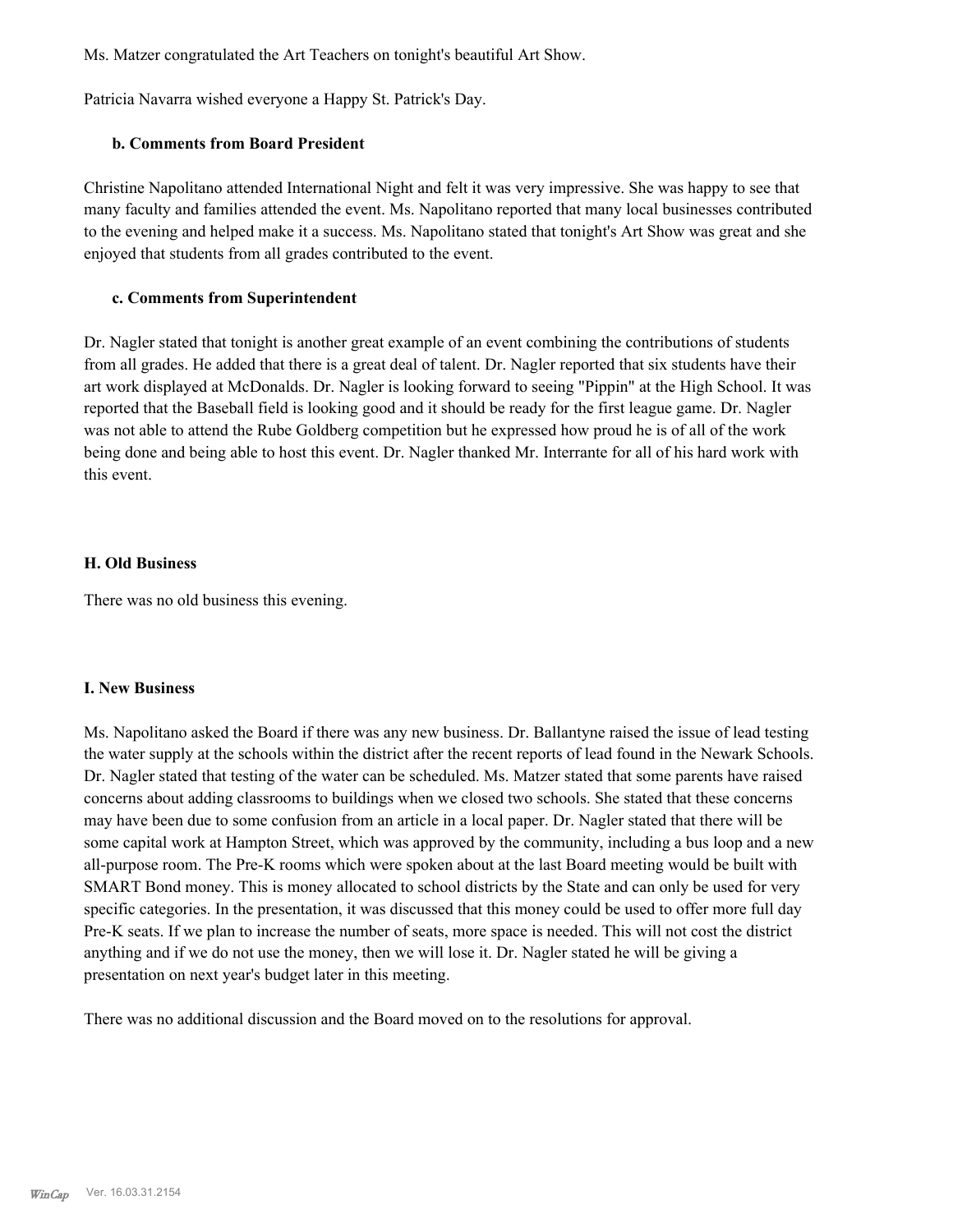Ms. Matzer congratulated the Art Teachers on tonight's beautiful Art Show.

Patricia Navarra wished everyone a Happy St. Patrick's Day.

### b. Comments from Board President

Christine Napolitano attended International Night and felt it was very impressive. She was happy to see that many faculty and families attended the event. Ms. Napolitano reported that many local businesses contributed to the evening and helped make it a success. Ms. Napolitano stated that tonight's Art Show was great and she enjoyed that students from all grades contributed to the event.

### c. Comments from Superintendent

Dr. Nagler stated that tonight is another great example of an event combining the contributions of students from all grades. He added that there is a great deal of talent. Dr. Nagler reported that six students have their art work displayed at McDonalds. Dr. Nagler is looking forward to seeing "Pippin" at the High School. It was reported that the Baseball field is looking good and it should be ready for the first league game. Dr. Nagler was not able to attend the Rube Goldberg competition but he expressed how proud he is of all of the work being done and being able to host this event. Dr. Nagler thanked Mr. Interrante for all of his hard work with this event.

## H. Old Business

There was no old business this evening.

## I. New Business

Ms. Napolitano asked the Board if there was any new business. Dr. Ballantyne raised the issue of lead testing the water supply at the schools within the district after the recent reports of lead found in the Newark Schools. Dr. Nagler stated that testing of the water can be scheduled. Ms. Matzer stated that some parents have raised concerns about adding classrooms to buildings when we closed two schools. She stated that these concerns may have been due to some confusion from an article in a local paper. Dr. Nagler stated that there will be some capital work at Hampton Street, which was approved by the community, including a bus loop and a new all-purpose room. The Pre-K rooms which were spoken about at the last Board meeting would be built with SMART Bond money. This is money allocated to school districts by the State and can only be used for very specific categories. In the presentation, it was discussed that this money could be used to offer more full day Pre-K seats. If we plan to increase the number of seats, more space is needed. This will not cost the district anything and if we do not use the money, then we will lose it. Dr. Nagler stated he will be giving a presentation on next year's budget later in this meeting.

There was no additional discussion and the Board moved on to the resolutions for approval.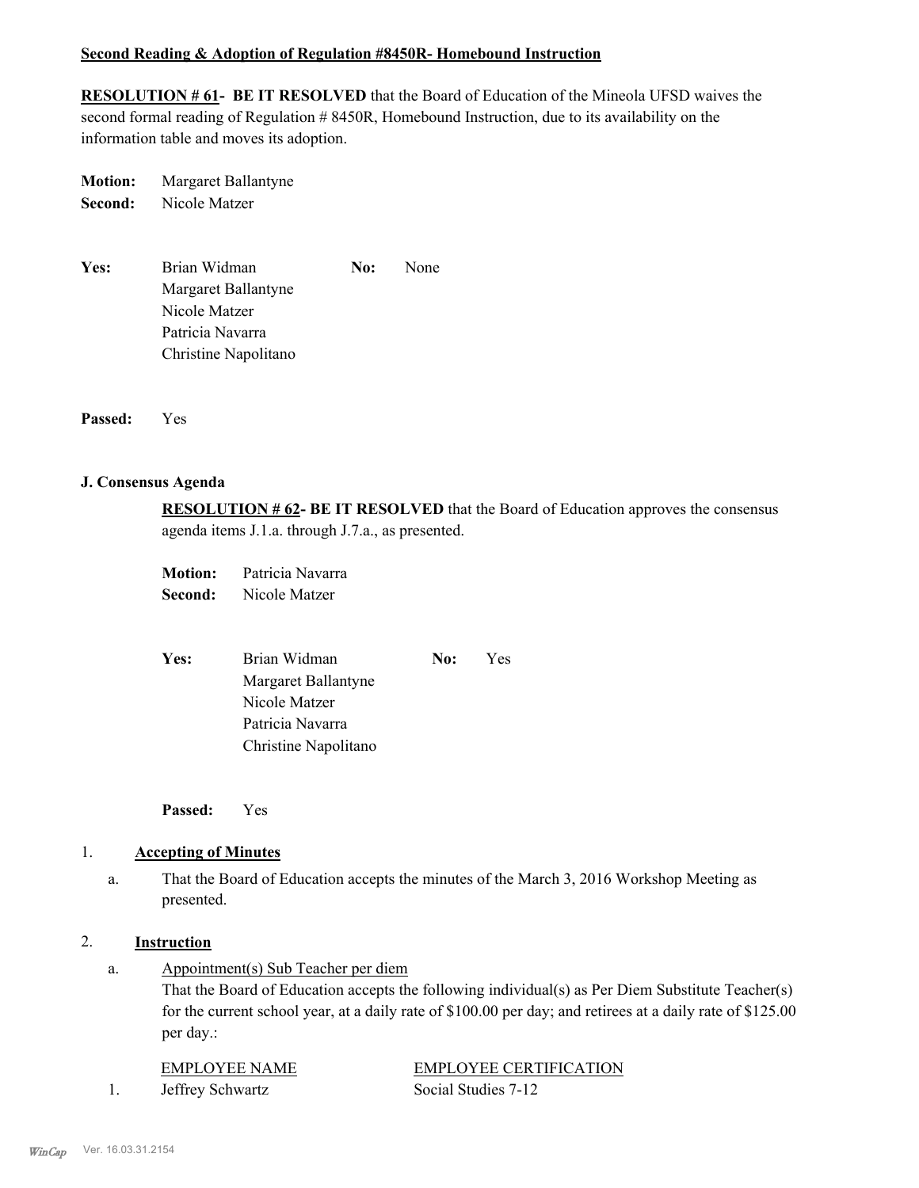**Second Reading & Adoption of Regulation #8450R- Homebound Instruction**

**RESOLUTION # 61- BE IT RESOLVED** that the Board of Education of the Mineola UFSD waives the second formal reading of Regulation # 8450R, Homebound Instruction, due to its availability on the information table and moves its adoption.

**Motion:** Margaret Ballantyne
**Second:** Nicole Matzer

**Yes:** Brian Widman, Margaret Ballantyne, Nicole Matzer, Patricia Navarra, Christine Napolitano

**No:** None

**Passed:** Yes

**J. Consensus Agenda**

**RESOLUTION # 62- BE IT RESOLVED** that the Board of Education approves the consensus agenda items J.1.a. through J.7.a., as presented.

**Motion:** Patricia Navarra
**Second:** Nicole Matzer

**Yes:** Brian Widman, Margaret Ballantyne, Nicole Matzer, Patricia Navarra, Christine Napolitano

**No:** Yes

**Passed:** Yes

1. **Accepting of Minutes**

   a. That the Board of Education accepts the minutes of the March 3, 2016 Workshop Meeting as presented.

2. **Instruction**

   a. Appointment(s) Sub Teacher per diem
   That the Board of Education accepts the following individual(s) as Per Diem Substitute Teacher(s) for the current school year, at a daily rate of $100.00 per day; and retirees at a daily rate of $125.00 per day.:

| | EMPLOYEE NAME | EMPLOYEE CERTIFICATION |
| --- | --- | --- |
| 1. | Jeffrey Schwartz | Social Studies 7-12 |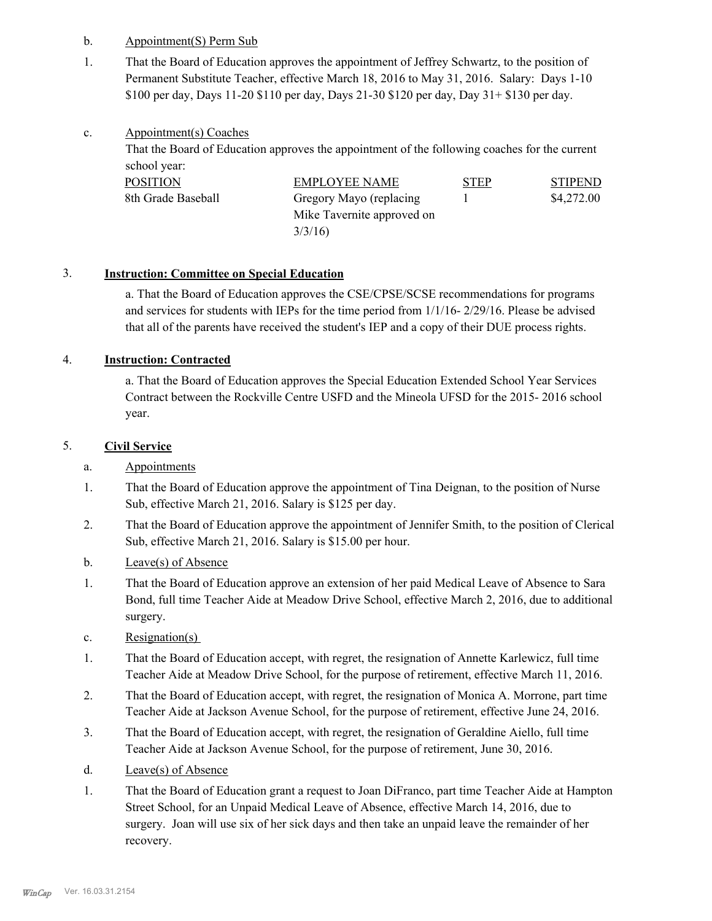b. Appointment(S) Perm Sub

1. That the Board of Education approves the appointment of Jeffrey Schwartz, to the position of Permanent Substitute Teacher, effective March 18, 2016 to May 31, 2016. Salary: Days 1-10 $100 per day, Days 11-20 $110 per day, Days 21-30 $120 per day, Day 31+ $130 per day.

c. Appointment(s) Coaches

That the Board of Education approves the appointment of the following coaches for the current school year:

| POSITION | EMPLOYEE NAME | STEP | STIPEND |
|---|---|---|---|
| 8th Grade Baseball | Gregory Mayo (replacing Mike Tavernite approved on 3/3/16) | 1 | $4,272.00 |

3. **Instruction: Committee on Special Education**

a. That the Board of Education approves the CSE/CPSE/SCSE recommendations for programs and services for students with IEPs for the time period from 1/1/16- 2/29/16. Please be advised that all of the parents have received the student's IEP and a copy of their DUE process rights.

4. **Instruction: Contracted**

a. That the Board of Education approves the Special Education Extended School Year Services Contract between the Rockville Centre USFD and the Mineola UFSD for the 2015- 2016 school year.

5. **Civil Service**

a. Appointments

1. That the Board of Education approve the appointment of Tina Deignan, to the position of Nurse Sub, effective March 21, 2016. Salary is $125 per day.
2. That the Board of Education approve the appointment of Jennifer Smith, to the position of Clerical Sub, effective March 21, 2016. Salary is $15.00 per hour.

b. Leave(s) of Absence

1. That the Board of Education approve an extension of her paid Medical Leave of Absence to Sara Bond, full time Teacher Aide at Meadow Drive School, effective March 2, 2016, due to additional surgery.

c. Resignation(s)

1. That the Board of Education accept, with regret, the resignation of Annette Karlewicz, full time Teacher Aide at Meadow Drive School, for the purpose of retirement, effective March 11, 2016.
2. That the Board of Education accept, with regret, the resignation of Monica A. Morrone, part time Teacher Aide at Jackson Avenue School, for the purpose of retirement, effective June 24, 2016.
3. That the Board of Education accept, with regret, the resignation of Geraldine Aiello, full time Teacher Aide at Jackson Avenue School, for the purpose of retirement, June 30, 2016.

d. Leave(s) of Absence

1. That the Board of Education grant a request to Joan DiFranco, part time Teacher Aide at Hampton Street School, for an Unpaid Medical Leave of Absence, effective March 14, 2016, due to surgery. Joan will use six of her sick days and then take an unpaid leave the remainder of her recovery.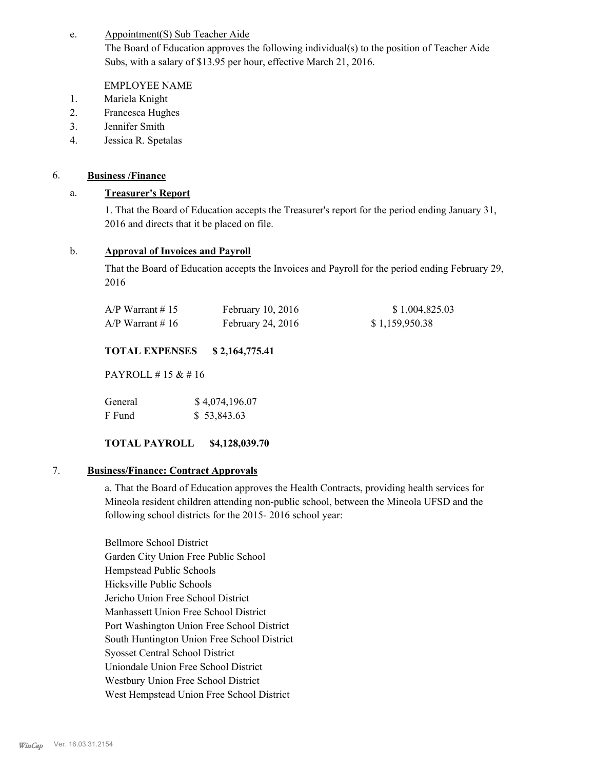e. Appointment(S) Sub Teacher Aide

The Board of Education approves the following individual(s) to the position of Teacher Aide Subs, with a salary of $13.95 per hour, effective March 21, 2016.

EMPLOYEE NAME

1. Mariela Knight
2. Francesca Hughes
3. Jennifer Smith
4. Jessica R. Spetalas

## 6. Business /Finance

### a. Treasurer's Report

1. That the Board of Education accepts the Treasurer's report for the period ending January 31, 2016 and directs that it be placed on file.

### b. Approval of Invoices and Payroll

That the Board of Education accepts the Invoices and Payroll for the period ending February 29, 2016

| | | |
|---|---|---|
| A/P Warrant # 15 | February 10, 2016 | $ 1,004,825.03 |
| A/P Warrant # 16 | February 24, 2016 | $ 1,159,950.38 |

**TOTAL EXPENSES $ 2,164,775.41**

PAYROLL # 15 & # 16

| | |
|---|---|
| General | $ 4,074,196.07 |
| F Fund | $ 53,843.63 |

**TOTAL PAYROLL $4,128,039.70**

## 7. Business/Finance: Contract Approvals

a. That the Board of Education approves the Health Contracts, providing health services for Mineola resident children attending non-public school, between the Mineola UFSD and the following school districts for the 2015- 2016 school year:

Bellmore School District
Garden City Union Free Public School
Hempstead Public Schools
Hicksville Public Schools
Jericho Union Free School District
Manhassett Union Free School District
Port Washington Union Free School District
South Huntington Union Free School District
Syosset Central School District
Uniondale Union Free School District
Westbury Union Free School District
West Hempstead Union Free School District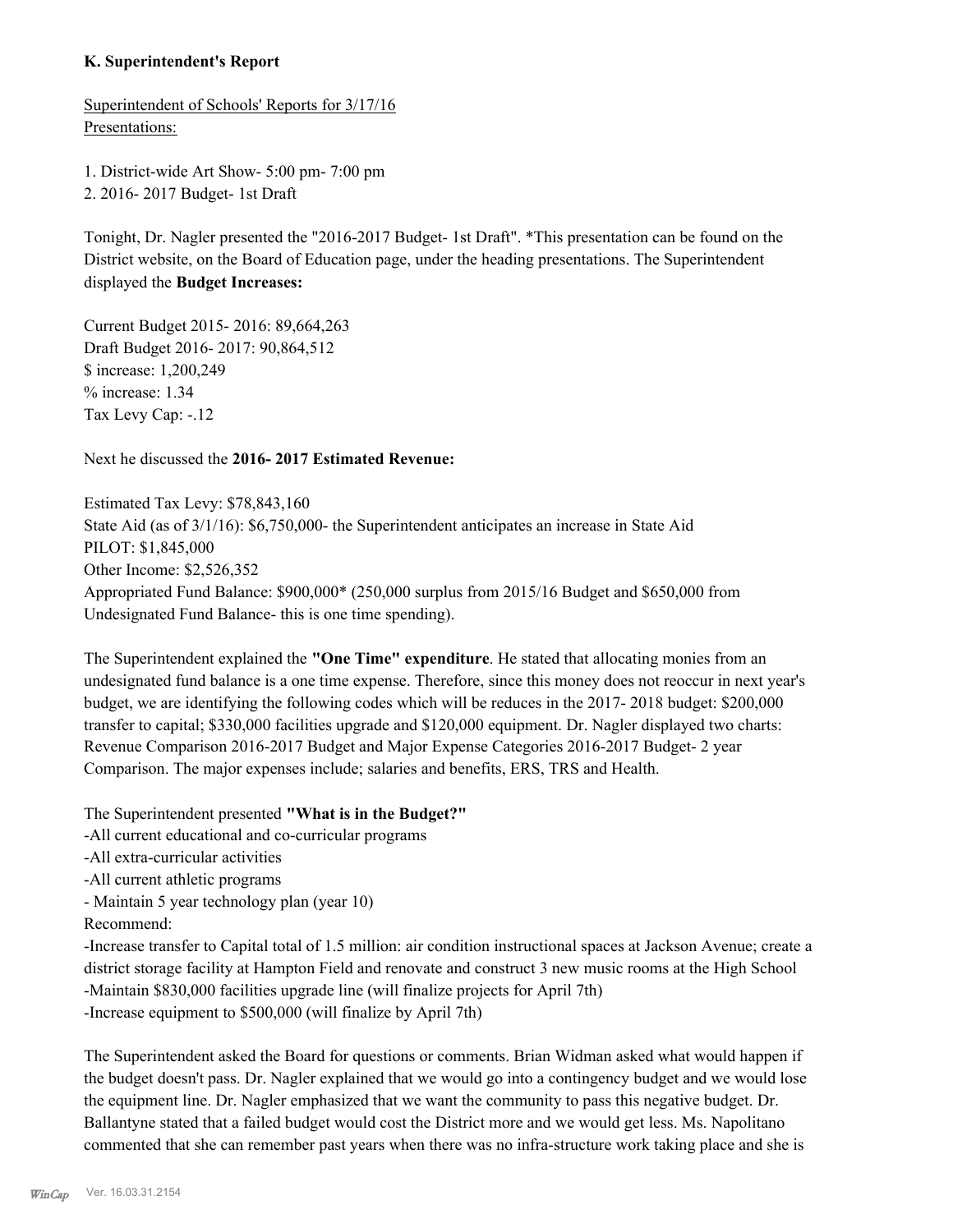**K. Superintendent's Report**

Superintendent of Schools' Reports for 3/17/16
Presentations:

1. District-wide Art Show- 5:00 pm- 7:00 pm
2. 2016- 2017 Budget- 1st Draft

Tonight, Dr. Nagler presented the "2016-2017 Budget- 1st Draft". *This presentation can be found on the District website, on the Board of Education page, under the heading presentations. The Superintendent displayed the **Budget Increases:**

Current Budget 2015- 2016: 89,664,263
Draft Budget 2016- 2017: 90,864,512
$ increase: 1,200,249
% increase: 1.34
Tax Levy Cap: -.12

Next he discussed the **2016- 2017 Estimated Revenue:**

Estimated Tax Levy: $78,843,160
State Aid (as of 3/1/16): $6,750,000- the Superintendent anticipates an increase in State Aid
PILOT: $1,845,000
Other Income: $2,526,352
Appropriated Fund Balance: $900,000* (250,000 surplus from 2015/16 Budget and $650,000 from Undesignated Fund Balance- this is one time spending).

The Superintendent explained the **"One Time" expenditure**. He stated that allocating monies from an undesignated fund balance is a one time expense. Therefore, since this money does not reoccur in next year's budget, we are identifying the following codes which will be reduces in the 2017- 2018 budget: $200,000 transfer to capital; $330,000 facilities upgrade and $120,000 equipment. Dr. Nagler displayed two charts: Revenue Comparison 2016-2017 Budget and Major Expense Categories 2016-2017 Budget- 2 year Comparison. The major expenses include; salaries and benefits, ERS, TRS and Health.

The Superintendent presented **"What is in the Budget?"**
-All current educational and co-curricular programs
-All extra-curricular activities
-All current athletic programs
- Maintain 5 year technology plan (year 10)
Recommend:
-Increase transfer to Capital total of 1.5 million: air condition instructional spaces at Jackson Avenue; create a district storage facility at Hampton Field and renovate and construct 3 new music rooms at the High School
-Maintain $830,000 facilities upgrade line (will finalize projects for April 7th)
-Increase equipment to $500,000 (will finalize by April 7th)

The Superintendent asked the Board for questions or comments. Brian Widman asked what would happen if the budget doesn't pass. Dr. Nagler explained that we would go into a contingency budget and we would lose the equipment line. Dr. Nagler emphasized that we want the community to pass this negative budget. Dr. Ballantyne stated that a failed budget would cost the District more and we would get less. Ms. Napolitano commented that she can remember past years when there was no infra-structure work taking place and she is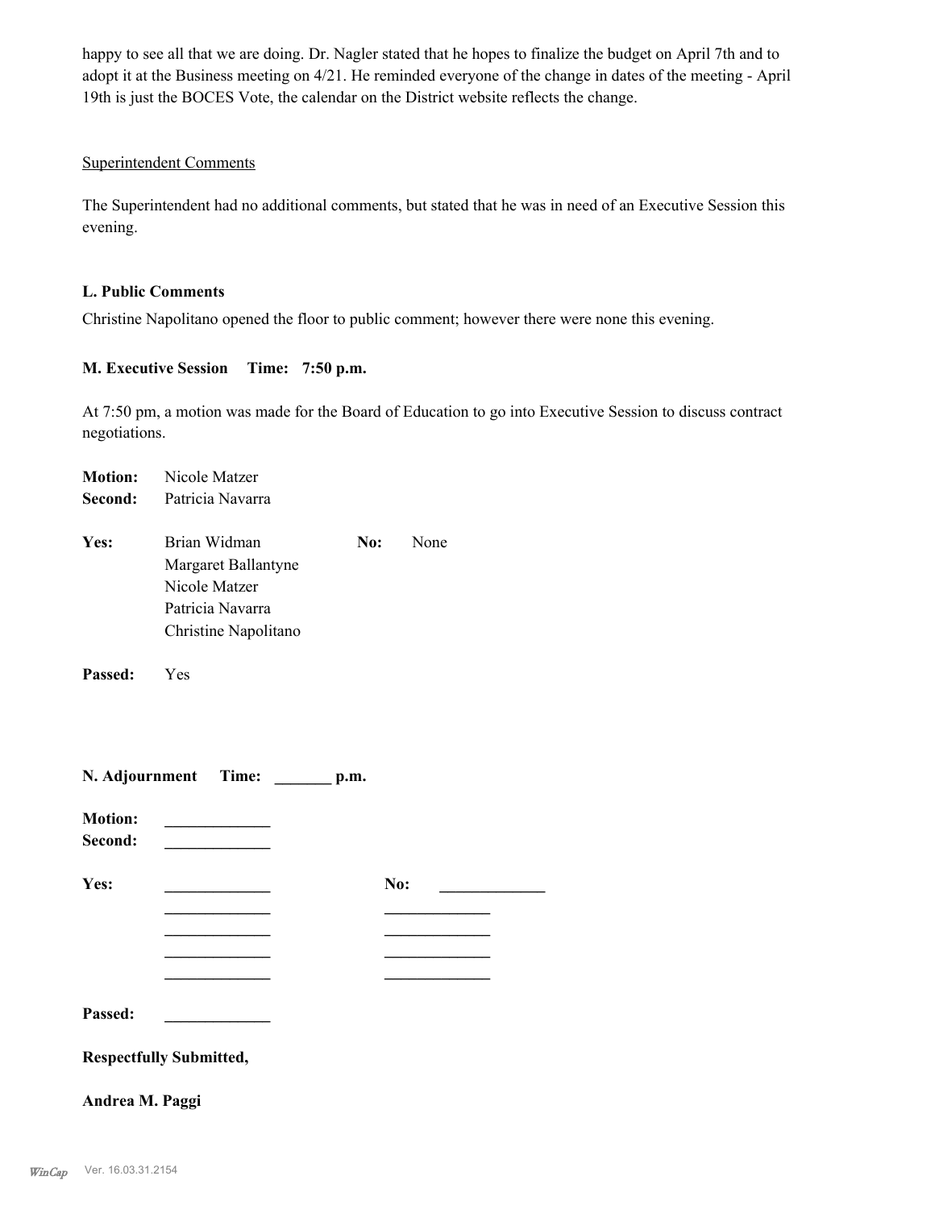happy to see all that we are doing. Dr. Nagler stated that he hopes to finalize the budget on April 7th and to adopt it at the Business meeting on 4/21. He reminded everyone of the change in dates of the meeting - April 19th is just the BOCES Vote, the calendar on the District website reflects the change.

Superintendent Comments

The Superintendent had no additional comments, but stated that he was in need of an Executive Session this evening.

**L. Public Comments**

Christine Napolitano opened the floor to public comment; however there were none this evening.

**M. Executive Session Time: 7:50 p.m.**

At 7:50 pm, a motion was made for the Board of Education to go into Executive Session to discuss contract negotiations.

**Motion:** Nicole Matzer
**Second:** Patricia Navarra

**Yes:** Brian Widman
Margaret Ballantyne
Nicole Matzer
Patricia Navarra
Christine Napolitano

**No:** None

**Passed:** Yes

**N. Adjournment Time: _______ p.m.**

**Motion:** _____________
**Second:** _____________

**Yes:** _____________ **No:** _____________
_____________ _____________
_____________ _____________
_____________ _____________
_____________ _____________

**Passed:** _____________

**Respectfully Submitted,**

**Andrea M. Paggi**